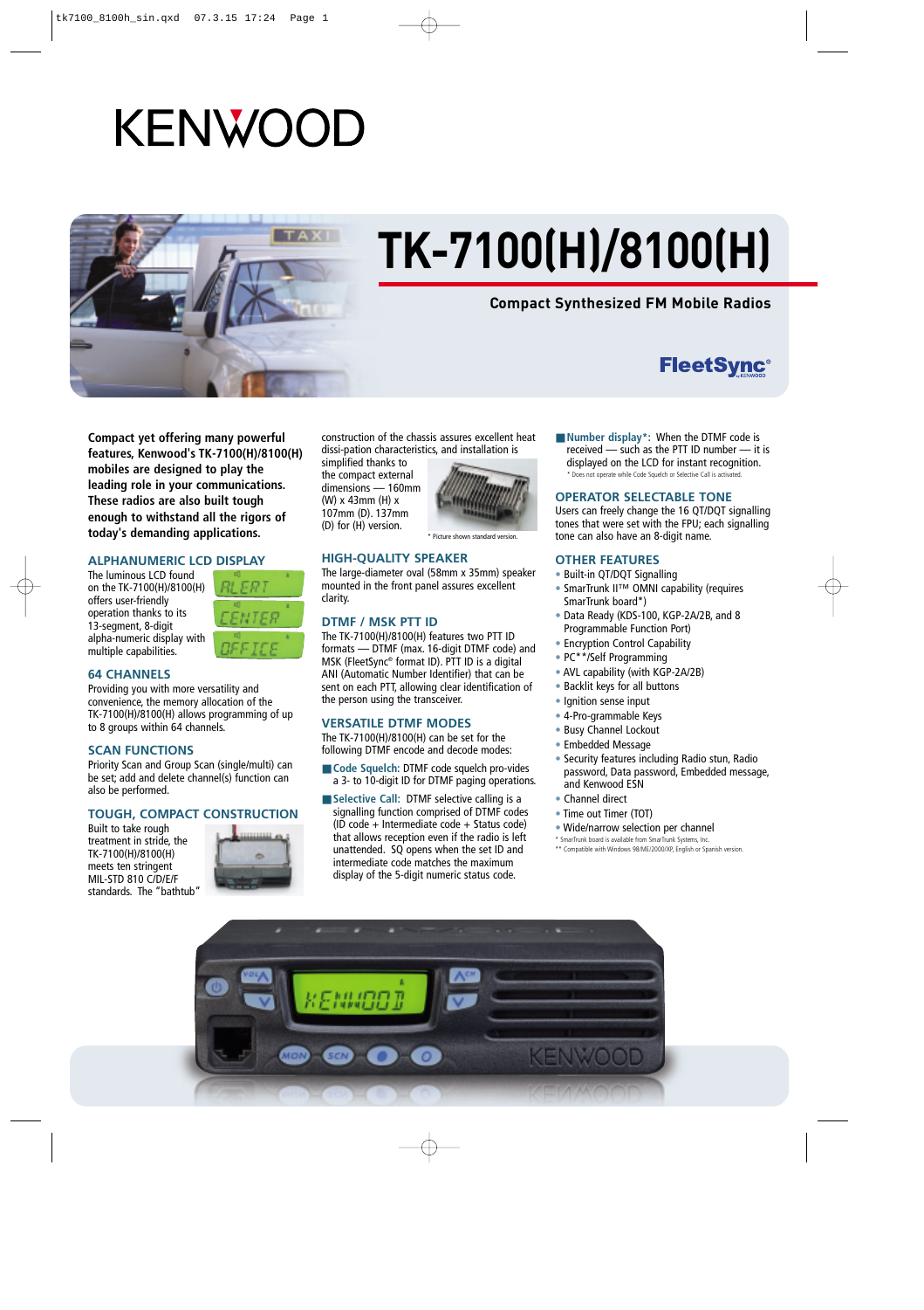# KENWOOD

# TK-7100(H)/8100(H)

## Compact Synthesized FM Mobile Radios

FleetSync®

**Compact yet offering many powerful features, Kenwood's TK-7100(H)/8100(H) mobiles are designed to play the leading role in your communications. These radios are also built tough enough to withstand all the rigors of today's demanding applications.**

### ALPHANUMERIC LCD DISPLAY

The luminous LCD found on the TK-7100(H)/8100(H) offers user-friendly operation thanks to its 13-segment, 8-digit alpha-numeric display with multiple capabilities.

### 64 CHANNELS

Providing you with more versatility and convenience, the memory allocation of the TK-7100(H)/8100(H) allows programming of up to 8 groups within 64 channels.

### SCAN FUNCTIONS

Priority Scan and Group Scan (single/multi) can be set; add and delete channel(s) function can also be performed.

### TOUGH, COMPACT CONSTRUCTION

Built to take rough treatment in stride, the TK-7100(H)/8100(H) meets ten stringent MIL-STD 810 C/D/E/F standards. The "bathtub" construction of the chassis assures excellent heat dissi-pation characteristics, and installation is simplified thanks to the compact external dimensions — 160mm (W) x 43mm (H) x 107mm (D). 137mm (D) for (H) version.

\* Picture shown standard version.

### HIGH-QUALITY SPEAKER

The large-diameter oval (58mm x 35mm) speaker mounted in the front panel assures excellent clarity.

### DTMF / MSK PTT ID

The TK-7100(H)/8100(H) features two PTT ID formats — DTMF (max. 16-digit DTMF code) and MSK (FleetSync® format ID). PTT ID is a digital ANI (Automatic Number Identifier) that can be sent on each PTT, allowing clear identification of the person using the transceiver.

### VERSATILE DTMF MODES

The TK-7100(H)/8100(H) can be set for the following DTMF encode and decode modes:

- **Code Squelch:** DTMF code squelch pro-vides a 3- to 10-digit ID for DTMF paging operations.
- **Selective Call:** DTMF selective calling is a signalling function comprised of DTMF codes (ID code + Intermediate code + Status code) that allows reception even if the radio is left unattended. SQ opens when the set ID and intermediate code matches the maximum display of the 5-digit numeric status code.
- **Number display\*:** When the DTMF code is received — such as the PTT ID number — it is displayed on the LCD for instant recognition.

\* Does not operate while Code Squelch or Selective Call is activated.

### OPERATOR SELECTABLE TONE

Users can freely change the 16 QT/DQT signalling tones that were set with the FPU; each signalling tone can also have an 8-digit name.

### OTHER FEATURES

- Built-in QT/DQT Signalling
- SmarTrunk II™ OMNI capability (requires SmarTrunk board\*)
- Data Ready (KDS-100, KGP-2A/2B, and 8 Programmable Function Port)
- Encryption Control Capability
- PC\*\*/Self Programming
- AVL capability (with KGP-2A/2B)
- Backlit keys for all buttons
- Ignition sense input
- 4-Pro-grammable Keys
- Busy Channel Lockout
- Embedded Message
- Security features including Radio stun, Radio password, Data password, Embedded message, and Kenwood ESN
- Channel direct
- Time out Timer (TOT)
- Wide/narrow selection per channel

\* SmarTrunk board is available from SmarTrunk Systems, Inc.
\*\* Compatible with Windows 98/ME/2000/XP, English or Spanish version.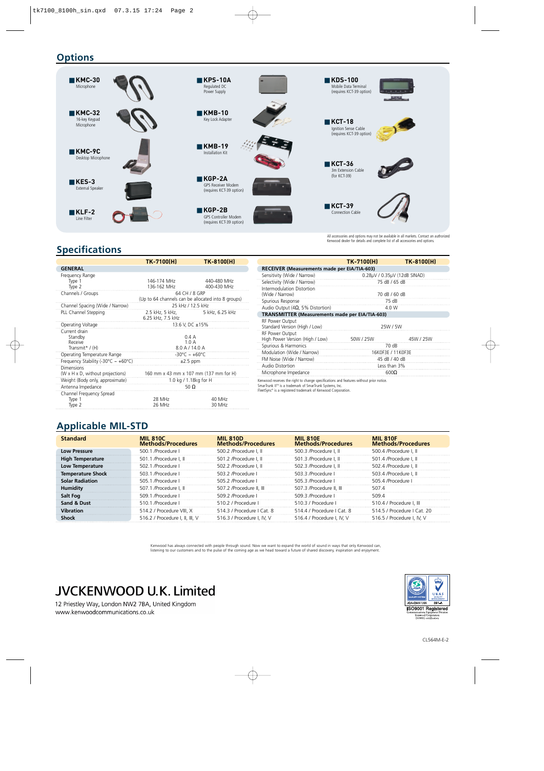## Options

**KMC-30**
Microphone

**KMC-32**
16-key Keypad Microphone

**KMC-9C**
Desktop Microphone

**KES-3**
External Speaker

**KLF-2**
Line Filter

**KPS-10A**
Regulated DC Power Supply

**KMB-10**
Key Lock Adapter

**KMB-19**
Installation Kit

**KGP-2A**
GPS Receiver Modem (requires KCT-39 option)

**KGP-2B**
GPS Controller Modem (requires KCT-39 option)

**KDS-100**
Mobile Data Terminal (requires KCT-39 option)

**KCT-18**
Ignition Sense Cable (requires KCT-39 option)

**KCT-36**
3m Extension Cable (for KCT-39)

**KCT-39**
Connection Cable

All accessories and options may not be available in all markets. Contact an authorized Kenwood dealer for details and complete list of all accessories and options.

## Specifications

| | TK-7100(H) | TK-8100(H) |
|---|---|---|
| **GENERAL** | | |
| Frequency Range Type 1 | 146-174 MHz | 440-480 MHz |
| Frequency Range Type 2 | 136-162 MHz | 400-430 MHz |
| Channels / Groups | 64 CH / 8 GRP (Up to 64 channels can be allocated into 8 groups) | |
| Channel Spacing (Wide / Narrow) | 25 kHz / 12.5 kHz | |
| PLL Channel Stepping | 2.5 kHz, 5 kHz, 6.25 kHz, 7.5 kHz | 5 kHz, 6.25 kHz |
| Operating Voltage | 13.6 V, DC ±15% | |
| Current drain Standby | 0.4 A | |
| Current drain Receive | 1.0 A | |
| Current drain Transmit* / (H) | 8.0 A / 14.0 A | |
| Operating Temperature Range | -30°C ~ +60°C | |
| Frequency Stability (-30°C ~ +60°C) | ±2.5 ppm | |
| Dimensions (W x H x D, without projections) | 160 mm x 43 mm x 107 mm (137 mm for H) | |
| Weight (Body only, approximate) | 1.0 kg / 1.18kg for H | |
| Antenna Impedance | 50 Ω | |
| Channel Frequency Spread Type 1 | 28 MHz | 40 MHz |
| Channel Frequency Spread Type 2 | 26 MHz | 30 MHz |

| | TK-7100(H) | TK-8100(H) |
|---|---|---|
| **RECEIVER (Measurements made per EIA/TIA-603)** | | |
| Sensitivity (Wide / Narrow) | 0.28µV / 0.35µV (12dB SINAD) | |
| Selectivity (Wide / Narrow) | 75 dB / 65 dB | |
| Intermodulation Distortion (Wide / Narrow) | 70 dB / 60 dB | |
| Spurious Response | 75 dB | |
| Audio Output (4Ω, 5% Distortion) | 4.0 W | |
| **TRANSMITTER (Measurements made per EIA/TIA-603)** | | |
| RF Power Output Standard Version (High / Low) | 25W / 5W | |
| RF Power Output High Power Version (High / Low) | 50W / 25W | 45W / 25W |
| Spurious & Harmonics | 70 dB | |
| Modulation (Wide / Narrow) | 16K0F3E / 11K0F3E | |
| FM Noise (Wide / Narrow) | 45 dB / 40 dB | |
| Audio Distortion | Less than 3% | |
| Microphone Impedance | 600Ω | |

Kenwood reserves the right to change specifications and features without prior notice.
SmarTrunk II™ is a trademark of SmarTrunk Systems, Inc.
FleetSync® is a registered trademark of Kenwood Corporation.

## Applicable MIL-STD

| Standard | MIL 810C Methods/Procedures | MIL 810D Methods/Procedures | MIL 810E Methods/Procedures | MIL 810F Methods/Procedures |
|---|---|---|---|---|
| **Low Pressure** | 500.1 /Procedure I | 500.2 /Procedure I, II | 500.3 /Procedure I, II | 500.4 /Procedure I, II |
| **High Temperature** | 501.1 /Procedure I, II | 501.2 /Procedure I, II | 501.3 /Procedure I, II | 501.4 /Procedure I, II |
| **Low Temperature** | 502.1 /Procedure I | 502.2 /Procedure I, II | 502.3 /Procedure I, II | 502.4 /Procedure I, II |
| **Temperature Shock** | 503.1 /Procedure I | 503.2 /Procedure I | 503.3 /Procedure I | 503.4 /Procedure I, II |
| **Solar Radiation** | 505.1 /Procedure I | 505.2 /Procedure I | 505.3 /Procedure I | 505.4 /Procedure I |
| **Humidity** | 507.1 /Procedure I, II | 507.2 /Procedure II, III | 507.3 /Procedure II, III | 507.4 |
| **Salt Fog** | 509.1 /Procedure I | 509.2 /Procedure I | 509.3 /Procedure I | 509.4 |
| **Sand & Dust** | 510.1 /Procedure I | 510.2 / Procedure I | 510.3 / Procedure I | 510.4 / Procedure I, III |
| **Vibration** | 514.2 / Procedure VIII, X | 514.3 / Procedure I Cat. 8 | 514.4 / Procedure I Cat. 8 | 514.5 / Procedure I Cat. 20 |
| **Shock** | 516.2 / Procedure I, II, III, V | 516.3 / Procedure I, IV, V | 516.4 / Procedure I, IV, V | 516.5 / Procedure I, IV, V |

Kenwood has always connected with people through sound. Now we want to expand the world of sound in ways that only Kenwood can, listening to our customers and to the pulse of the coming age as we head toward a future of shared discovery, inspiration and enjoyment.

# JVCKENWOOD U.K. Limited

12 Priestley Way, London NW2 7BA, United Kingdom
www.kenwoodcommunications.co.uk

ISO9001 Registered
Communications Equipment Division
Kenwood Corporation
ISO9001 certification

CL564M-E-2